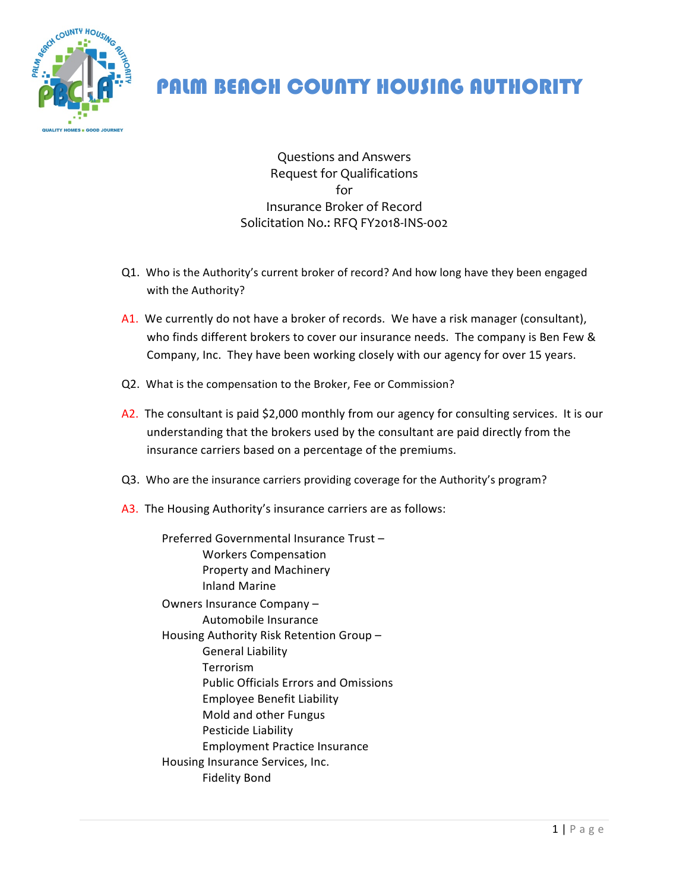# PALM BEACH COUNTY HOUSING AUTHORITY

Questions and Answers
Request for Qualifications
for
Insurance Broker of Record
Solicitation No.: RFQ FY2018-INS-002

Q1. Who is the Authority's current broker of record? And how long have they been engaged with the Authority?

A1. We currently do not have a broker of records. We have a risk manager (consultant), who finds different brokers to cover our insurance needs. The company is Ben Few & Company, Inc. They have been working closely with our agency for over 15 years.

Q2. What is the compensation to the Broker, Fee or Commission?

A2. The consultant is paid $2,000 monthly from our agency for consulting services. It is our understanding that the brokers used by the consultant are paid directly from the insurance carriers based on a percentage of the premiums.

Q3. Who are the insurance carriers providing coverage for the Authority's program?

A3. The Housing Authority's insurance carriers are as follows:

Preferred Governmental Insurance Trust –
- Workers Compensation
- Property and Machinery
- Inland Marine

Owners Insurance Company –
- Automobile Insurance

Housing Authority Risk Retention Group –
- General Liability
- Terrorism
- Public Officials Errors and Omissions
- Employee Benefit Liability
- Mold and other Fungus
- Pesticide Liability
- Employment Practice Insurance

Housing Insurance Services, Inc.
- Fidelity Bond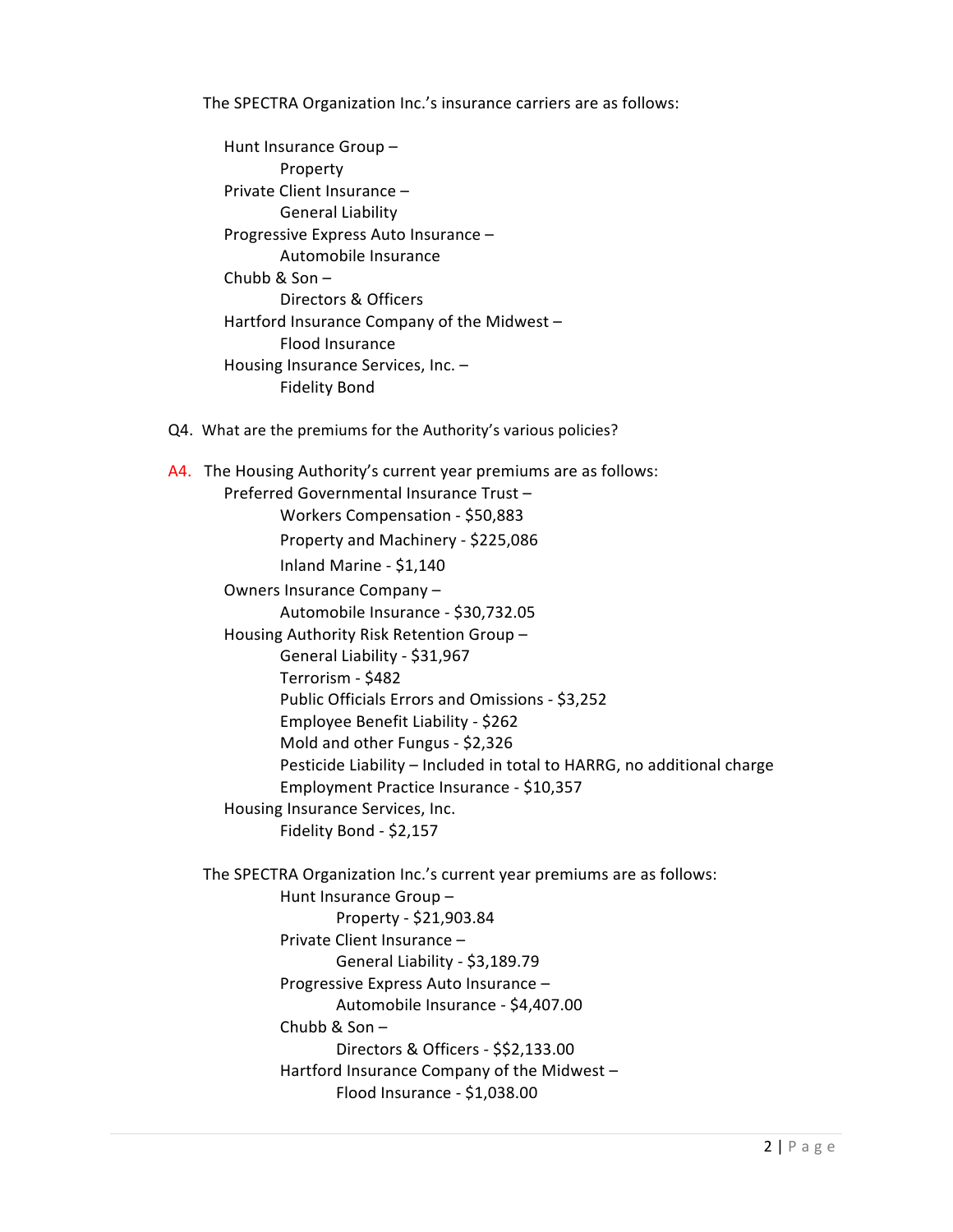The SPECTRA Organization Inc.'s insurance carriers are as follows:

- Hunt Insurance Group –
  - Property
- Private Client Insurance –
  - General Liability
- Progressive Express Auto Insurance –
  - Automobile Insurance
- Chubb & Son –
  - Directors & Officers
- Hartford Insurance Company of the Midwest –
  - Flood Insurance
- Housing Insurance Services, Inc. –
  - Fidelity Bond

Q4. What are the premiums for the Authority's various policies?

A4. The Housing Authority's current year premiums are as follows:

- Preferred Governmental Insurance Trust –
  - Workers Compensation - $50,883
  - Property and Machinery - $225,086
  - Inland Marine - $1,140
- Owners Insurance Company –
  - Automobile Insurance - $30,732.05
- Housing Authority Risk Retention Group –
  - General Liability - $31,967
  - Terrorism - $482
  - Public Officials Errors and Omissions - $3,252
  - Employee Benefit Liability - $262
  - Mold and other Fungus - $2,326
  - Pesticide Liability – Included in total to HARRG, no additional charge
  - Employment Practice Insurance - $10,357
- Housing Insurance Services, Inc.
  - Fidelity Bond - $2,157

The SPECTRA Organization Inc.'s current year premiums are as follows:

- Hunt Insurance Group –
  - Property - $21,903.84
- Private Client Insurance –
  - General Liability - $3,189.79
- Progressive Express Auto Insurance –
  - Automobile Insurance - $4,407.00
- Chubb & Son –
  - Directors & Officers - $$2,133.00
- Hartford Insurance Company of the Midwest –
  - Flood Insurance - $1,038.00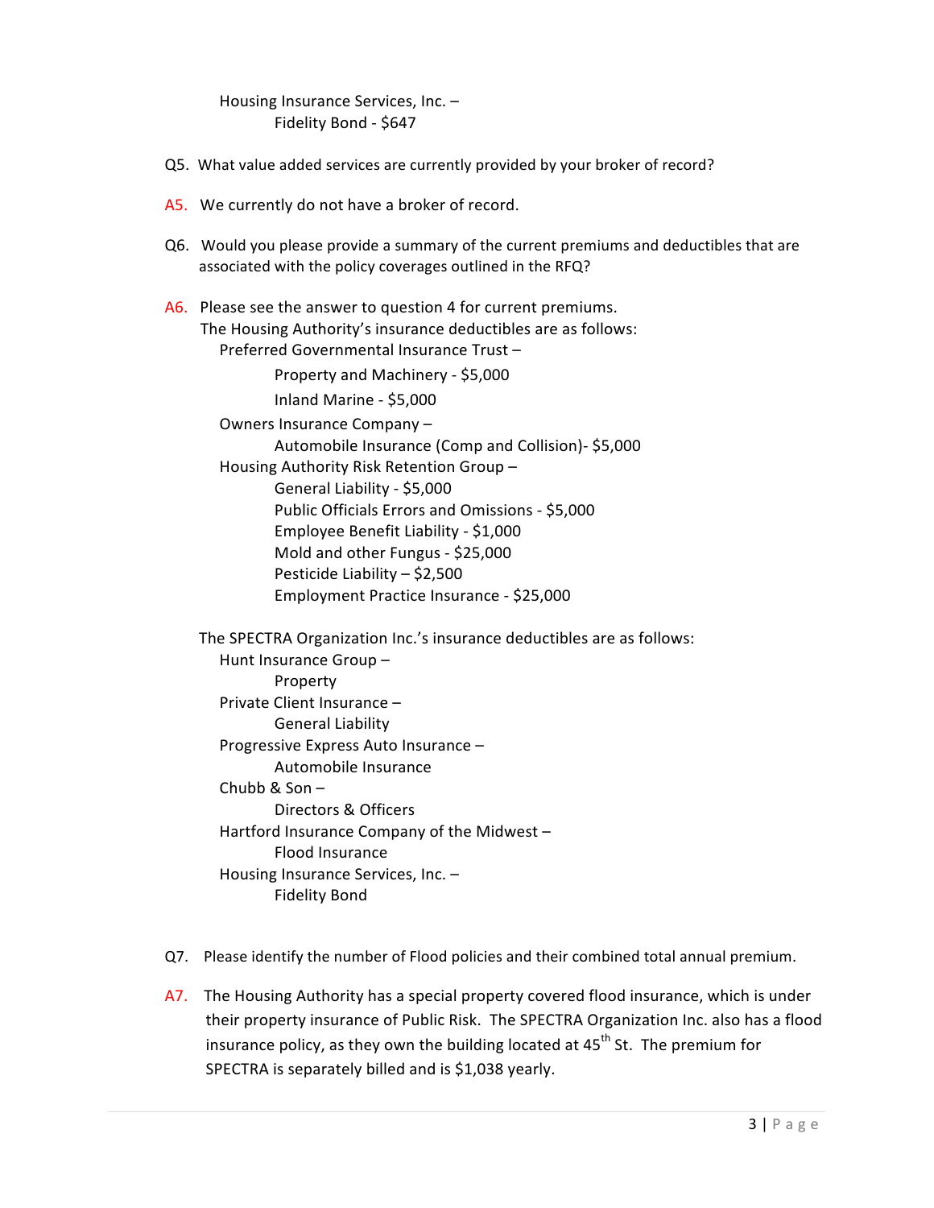Housing Insurance Services, Inc. –
Fidelity Bond - $647

Q5. What value added services are currently provided by your broker of record?

A5. We currently do not have a broker of record.

Q6. Would you please provide a summary of the current premiums and deductibles that are associated with the policy coverages outlined in the RFQ?

A6. Please see the answer to question 4 for current premiums.
The Housing Authority's insurance deductibles are as follows:

Preferred Governmental Insurance Trust –
- Property and Machinery - $5,000
- Inland Marine - $5,000

Owners Insurance Company –
- Automobile Insurance (Comp and Collision)- $5,000

Housing Authority Risk Retention Group –
- General Liability - $5,000
- Public Officials Errors and Omissions - $5,000
- Employee Benefit Liability - $1,000
- Mold and other Fungus - $25,000
- Pesticide Liability – $2,500
- Employment Practice Insurance - $25,000

The SPECTRA Organization Inc.'s insurance deductibles are as follows:

Hunt Insurance Group –
- Property

Private Client Insurance –
- General Liability

Progressive Express Auto Insurance –
- Automobile Insurance

Chubb & Son –
- Directors & Officers

Hartford Insurance Company of the Midwest –
- Flood Insurance

Housing Insurance Services, Inc. –
- Fidelity Bond

Q7. Please identify the number of Flood policies and their combined total annual premium.

A7. The Housing Authority has a special property covered flood insurance, which is under their property insurance of Public Risk. The SPECTRA Organization Inc. also has a flood insurance policy, as they own the building located at 45th St. The premium for SPECTRA is separately billed and is $1,038 yearly.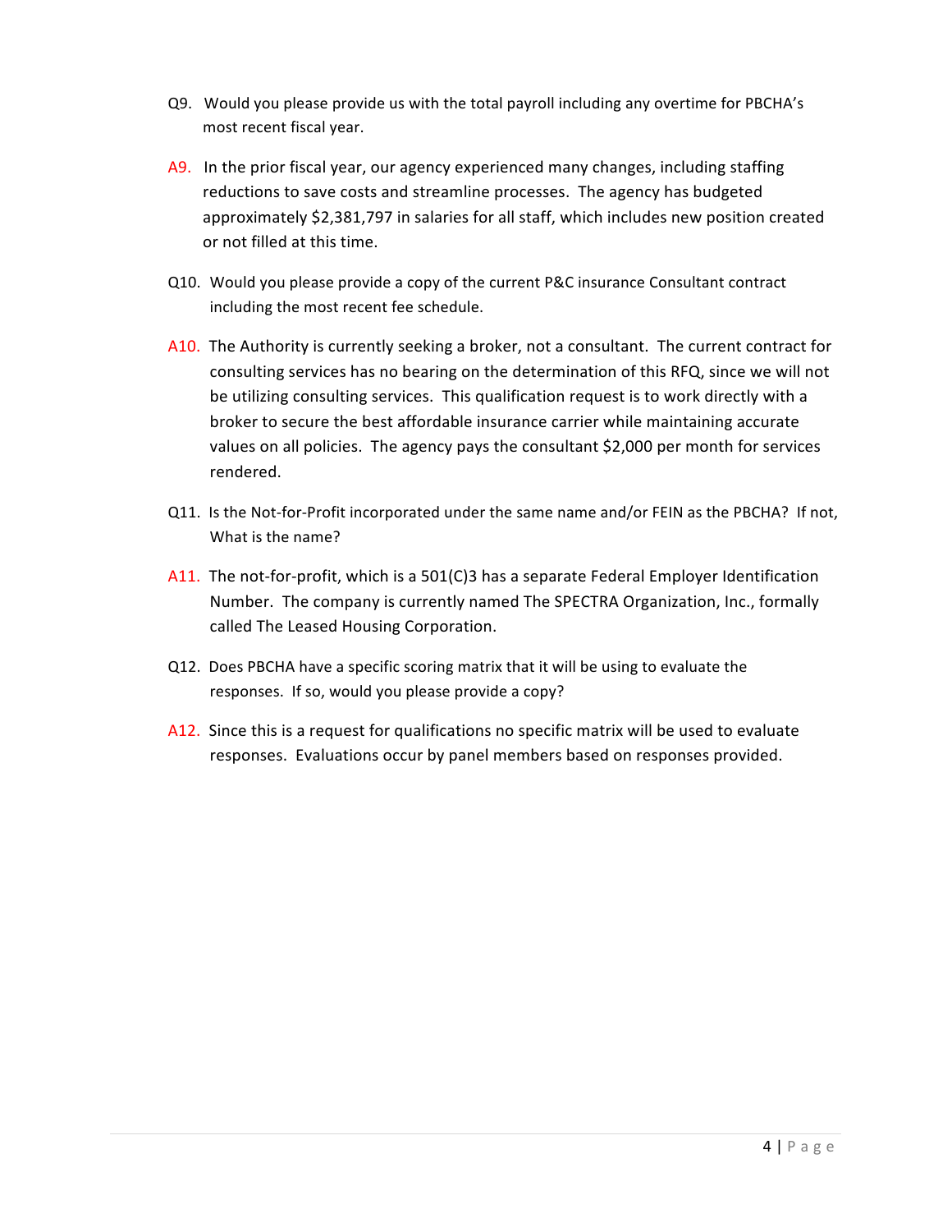Q9. Would you please provide us with the total payroll including any overtime for PBCHA's most recent fiscal year.

A9. In the prior fiscal year, our agency experienced many changes, including staffing reductions to save costs and streamline processes. The agency has budgeted approximately $2,381,797 in salaries for all staff, which includes new position created or not filled at this time.

Q10. Would you please provide a copy of the current P&C insurance Consultant contract including the most recent fee schedule.

A10. The Authority is currently seeking a broker, not a consultant. The current contract for consulting services has no bearing on the determination of this RFQ, since we will not be utilizing consulting services. This qualification request is to work directly with a broker to secure the best affordable insurance carrier while maintaining accurate values on all policies. The agency pays the consultant $2,000 per month for services rendered.

Q11. Is the Not-for-Profit incorporated under the same name and/or FEIN as the PBCHA? If not, What is the name?

A11. The not-for-profit, which is a 501(C)3 has a separate Federal Employer Identification Number. The company is currently named The SPECTRA Organization, Inc., formally called The Leased Housing Corporation.

Q12. Does PBCHA have a specific scoring matrix that it will be using to evaluate the responses. If so, would you please provide a copy?

A12. Since this is a request for qualifications no specific matrix will be used to evaluate responses. Evaluations occur by panel members based on responses provided.